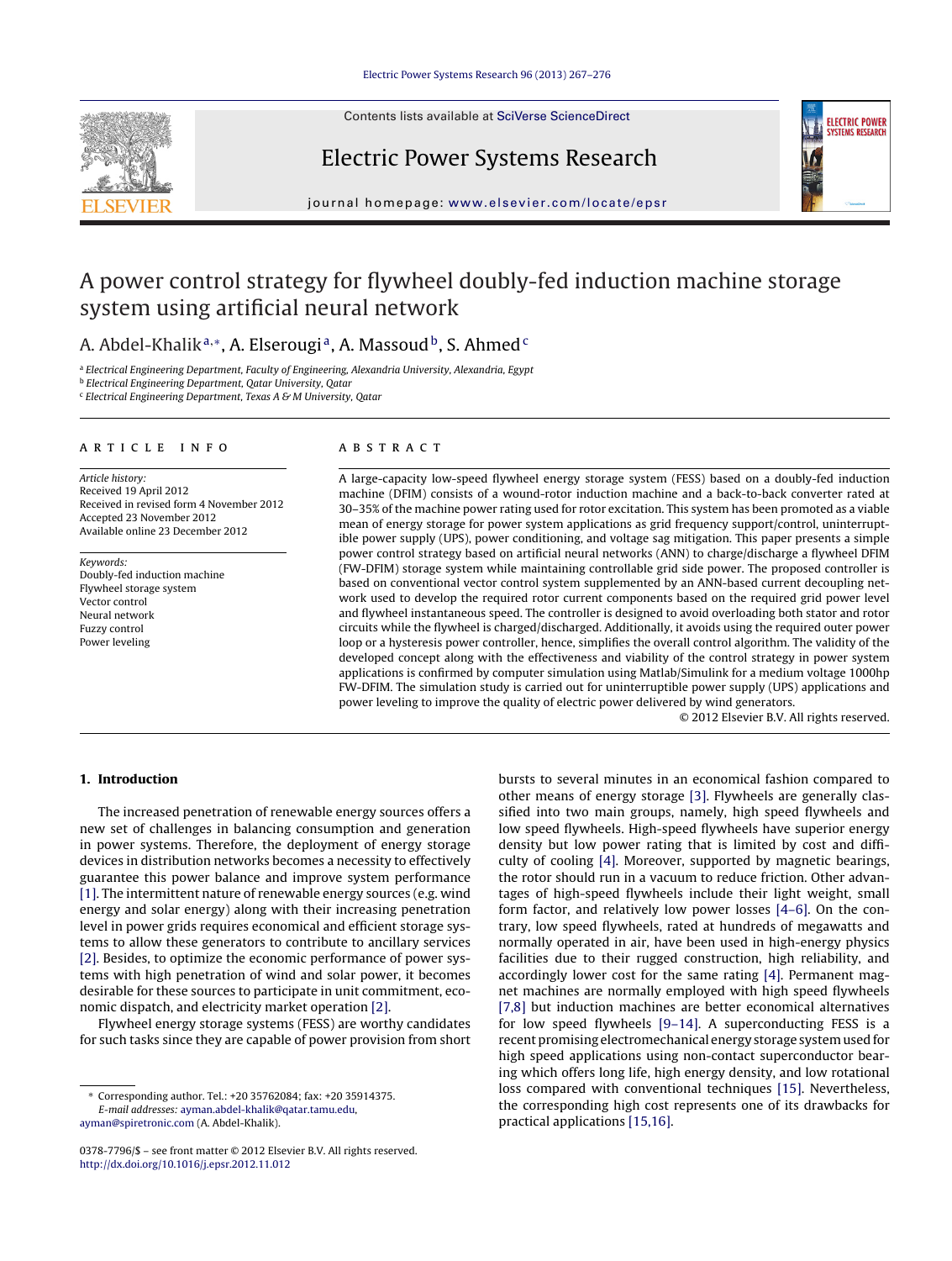# A power control strategy for flywheel doubly-fed induction machine storage system using artificial neural network

A. Abdel-Khalik[a,*], A. Elserougi[a], A. Massoud[b], S. Ahmed[c]

[a] *Electrical Engineering Department, Faculty of Engineering, Alexandria University, Alexandria, Egypt*
[b] *Electrical Engineering Department, Qatar University, Qatar*
[c] *Electrical Engineering Department, Texas A & M University, Qatar*

## ARTICLE INFO

*Article history:*
Received 19 April 2012
Received in revised form 4 November 2012
Accepted 23 November 2012
Available online 23 December 2012

*Keywords:*
Doubly-fed induction machine
Flywheel storage system
Vector control
Neural network
Fuzzy control
Power leveling

## ABSTRACT

A large-capacity low-speed flywheel energy storage system (FESS) based on a doubly-fed induction machine (DFIM) consists of a wound-rotor induction machine and a back-to-back converter rated at 30–35% of the machine power rating used for rotor excitation. This system has been promoted as a viable mean of energy storage for power system applications as grid frequency support/control, uninterruptible power supply (UPS), power conditioning, and voltage sag mitigation. This paper presents a simple power control strategy based on artificial neural networks (ANN) to charge/discharge a flywheel DFIM (FW-DFIM) storage system while maintaining controllable grid side power. The proposed controller is based on conventional vector control system supplemented by an ANN-based current decoupling network used to develop the required rotor current components based on the required grid power level and flywheel instantaneous speed. The controller is designed to avoid overloading both stator and rotor circuits while the flywheel is charged/discharged. Additionally, it avoids using the required outer power loop or a hysteresis power controller, hence, simplifies the overall control algorithm. The validity of the developed concept along with the effectiveness and viability of the control strategy in power system applications is confirmed by computer simulation using Matlab/Simulink for a medium voltage 1000hp FW-DFIM. The simulation study is carried out for uninterruptible power supply (UPS) applications and power leveling to improve the quality of electric power delivered by wind generators.

© 2012 Elsevier B.V. All rights reserved.

## 1. Introduction

The increased penetration of renewable energy sources offers a new set of challenges in balancing consumption and generation in power systems. Therefore, the deployment of energy storage devices in distribution networks becomes a necessity to effectively guarantee this power balance and improve system performance [1]. The intermittent nature of renewable energy sources (e.g. wind energy and solar energy) along with their increasing penetration level in power grids requires economical and efficient storage systems to allow these generators to contribute to ancillary services [2]. Besides, to optimize the economic performance of power systems with high penetration of wind and solar power, it becomes desirable for these sources to participate in unit commitment, economic dispatch, and electricity market operation [2].

Flywheel energy storage systems (FESS) are worthy candidates for such tasks since they are capable of power provision from short bursts to several minutes in an economical fashion compared to other means of energy storage [3]. Flywheels are generally classified into two main groups, namely, high speed flywheels and low speed flywheels. High-speed flywheels have superior energy density but low power rating that is limited by cost and difficulty of cooling [4]. Moreover, supported by magnetic bearings, the rotor should run in a vacuum to reduce friction. Other advantages of high-speed flywheels include their light weight, small form factor, and relatively low power losses [4–6]. On the contrary, low speed flywheels, rated at hundreds of megawatts and normally operated in air, have been used in high-energy physics facilities due to their rugged construction, high reliability, and accordingly lower cost for the same rating [4]. Permanent magnet machines are normally employed with high speed flywheels [7,8] but induction machines are better economical alternatives for low speed flywheels [9–14]. A superconducting FESS is a recent promising electromechanical energy storage system used for high speed applications using non-contact superconductor bearing which offers long life, high energy density, and low rotational loss compared with conventional techniques [15]. Nevertheless, the corresponding high cost represents one of its drawbacks for practical applications [15,16].

* Corresponding author. Tel.: +20 35762084; fax: +20 35914375.
*E-mail addresses:* ayman.abdel-khalik@qatar.tamu.edu, ayman@spiretronic.com (A. Abdel-Khalik).

0378-7796/$ – see front matter © 2012 Elsevier B.V. All rights reserved.
http://dx.doi.org/10.1016/j.epsr.2012.11.012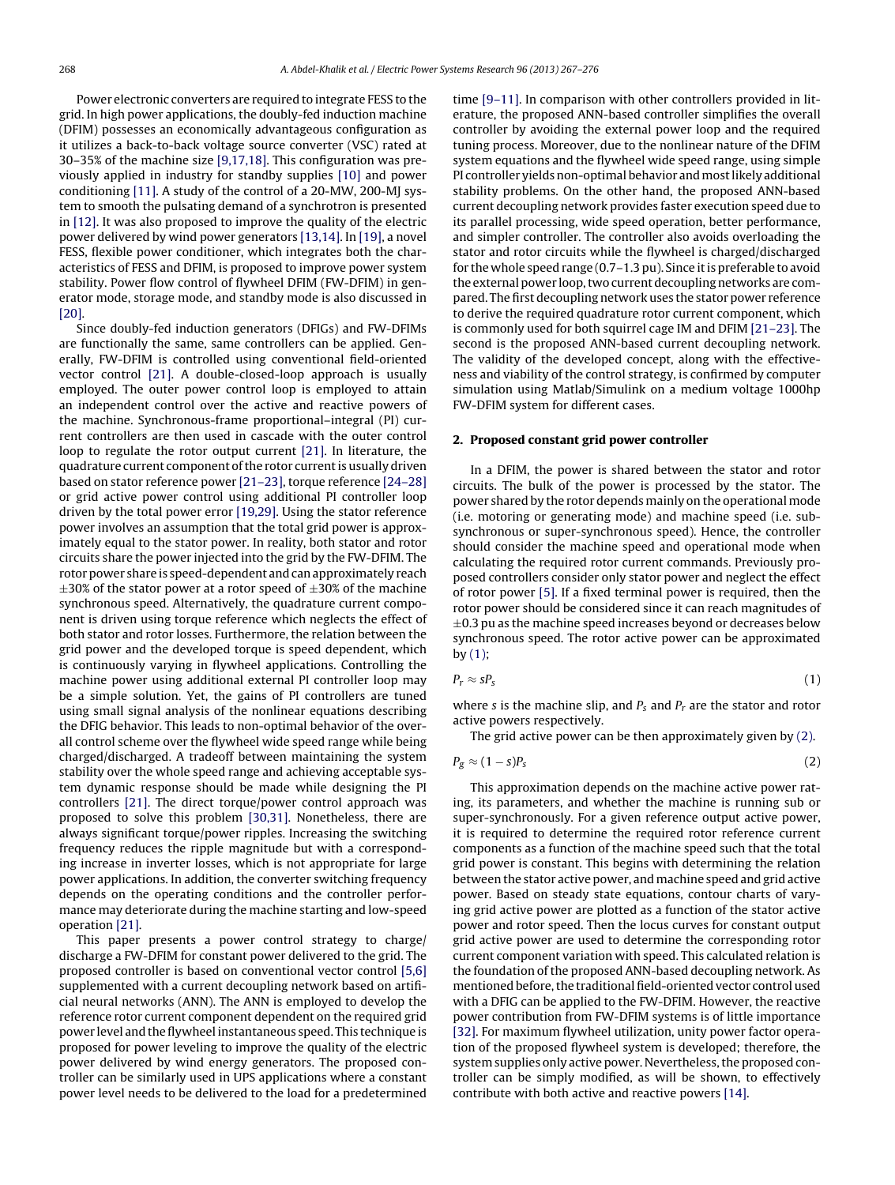Power electronic converters are required to integrate FESS to the grid. In high power applications, the doubly-fed induction machine (DFIM) possesses an economically advantageous configuration as it utilizes a back-to-back voltage source converter (VSC) rated at 30–35% of the machine size [9,17,18]. This configuration was previously applied in industry for standby supplies [10] and power conditioning [11]. A study of the control of a 20-MW, 200-MJ system to smooth the pulsating demand of a synchrotron is presented in [12]. It was also proposed to improve the quality of the electric power delivered by wind power generators [13,14]. In [19], a novel FESS, flexible power conditioner, which integrates both the characteristics of FESS and DFIM, is proposed to improve power system stability. Power flow control of flywheel DFIM (FW-DFIM) in generator mode, storage mode, and standby mode is also discussed in [20].

Since doubly-fed induction generators (DFIGs) and FW-DFIMs are functionally the same, same controllers can be applied. Generally, FW-DFIM is controlled using conventional field-oriented vector control [21]. A double-closed-loop approach is usually employed. The outer power control loop is employed to attain an independent control over the active and reactive powers of the machine. Synchronous-frame proportional–integral (PI) current controllers are then used in cascade with the outer control loop to regulate the rotor output current [21]. In literature, the quadrature current component of the rotor current is usually driven based on stator reference power [21–23], torque reference [24–28] or grid active power control using additional PI controller loop driven by the total power error [19,29]. Using the stator reference power involves an assumption that the total grid power is approximately equal to the stator power. In reality, both stator and rotor circuits share the power injected into the grid by the FW-DFIM. The rotor power share is speed-dependent and can approximately reach ±30% of the stator power at a rotor speed of ±30% of the machine synchronous speed. Alternatively, the quadrature current component is driven using torque reference which neglects the effect of both stator and rotor losses. Furthermore, the relation between the grid power and the developed torque is speed dependent, which is continuously varying in flywheel applications. Controlling the machine power using additional external PI controller loop may be a simple solution. Yet, the gains of PI controllers are tuned using small signal analysis of the nonlinear equations describing the DFIG behavior. This leads to non-optimal behavior of the overall control scheme over the flywheel wide speed range while being charged/discharged. A tradeoff between maintaining the system stability over the whole speed range and achieving acceptable system dynamic response should be made while designing the PI controllers [21]. The direct torque/power control approach was proposed to solve this problem [30,31]. Nonetheless, there are always significant torque/power ripples. Increasing the switching frequency reduces the ripple magnitude but with a corresponding increase in inverter losses, which is not appropriate for large power applications. In addition, the converter switching frequency depends on the operating conditions and the controller performance may deteriorate during the machine starting and low-speed operation [21].

This paper presents a power control strategy to charge/discharge a FW-DFIM for constant power delivered to the grid. The proposed controller is based on conventional vector control [5,6] supplemented with a current decoupling network based on artificial neural networks (ANN). The ANN is employed to develop the reference rotor current component dependent on the required grid power level and the flywheel instantaneous speed. This technique is proposed for power leveling to improve the quality of the electric power delivered by wind energy generators. The proposed controller can be similarly used in UPS applications where a constant power level needs to be delivered to the load for a predetermined time [9–11]. In comparison with other controllers provided in literature, the proposed ANN-based controller simplifies the overall controller by avoiding the external power loop and the required tuning process. Moreover, due to the nonlinear nature of the DFIM system equations and the flywheel wide speed range, using simple PI controller yields non-optimal behavior and most likely additional stability problems. On the other hand, the proposed ANN-based current decoupling network provides faster execution speed due to its parallel processing, wide speed operation, better performance, and simpler controller. The controller also avoids overloading the stator and rotor circuits while the flywheel is charged/discharged for the whole speed range (0.7–1.3 pu). Since it is preferable to avoid the external power loop, two current decoupling networks are compared. The first decoupling network uses the stator power reference to derive the required quadrature rotor current component, which is commonly used for both squirrel cage IM and DFIM [21–23]. The second is the proposed ANN-based current decoupling network. The validity of the developed concept, along with the effectiveness and viability of the control strategy, is confirmed by computer simulation using Matlab/Simulink on a medium voltage 1000hp FW-DFIM system for different cases.

## 2. Proposed constant grid power controller

In a DFIM, the power is shared between the stator and rotor circuits. The bulk of the power is processed by the stator. The power shared by the rotor depends mainly on the operational mode (i.e. motoring or generating mode) and machine speed (i.e. sub-synchronous or super-synchronous speed). Hence, the controller should consider the machine speed and operational mode when calculating the required rotor current commands. Previously proposed controllers consider only stator power and neglect the effect of rotor power [5]. If a fixed terminal power is required, then the rotor power should be considered since it can reach magnitudes of ±0.3 pu as the machine speed increases beyond or decreases below synchronous speed. The rotor active power can be approximated by (1);

$$P_r \approx sP_s \tag{1}$$

where $s$ is the machine slip, and $P_s$ and $P_r$ are the stator and rotor active powers respectively.

The grid active power can be then approximately given by (2).

$$P_g \approx (1 - s)P_s \tag{2}$$

This approximation depends on the machine active power rating, its parameters, and whether the machine is running sub or super-synchronously. For a given reference output active power, it is required to determine the required rotor reference current components as a function of the machine speed such that the total grid power is constant. This begins with determining the relation between the stator active power, and machine speed and grid active power. Based on steady state equations, contour charts of varying grid active power are plotted as a function of the stator active power and rotor speed. Then the locus curves for constant output grid active power are used to determine the corresponding rotor current component variation with speed. This calculated relation is the foundation of the proposed ANN-based decoupling network. As mentioned before, the traditional field-oriented vector control used with a DFIG can be applied to the FW-DFIM. However, the reactive power contribution from FW-DFIM systems is of little importance [32]. For maximum flywheel utilization, unity power factor operation of the proposed flywheel system is developed; therefore, the system supplies only active power. Nevertheless, the proposed controller can be simply modified, as will be shown, to effectively contribute with both active and reactive powers [14].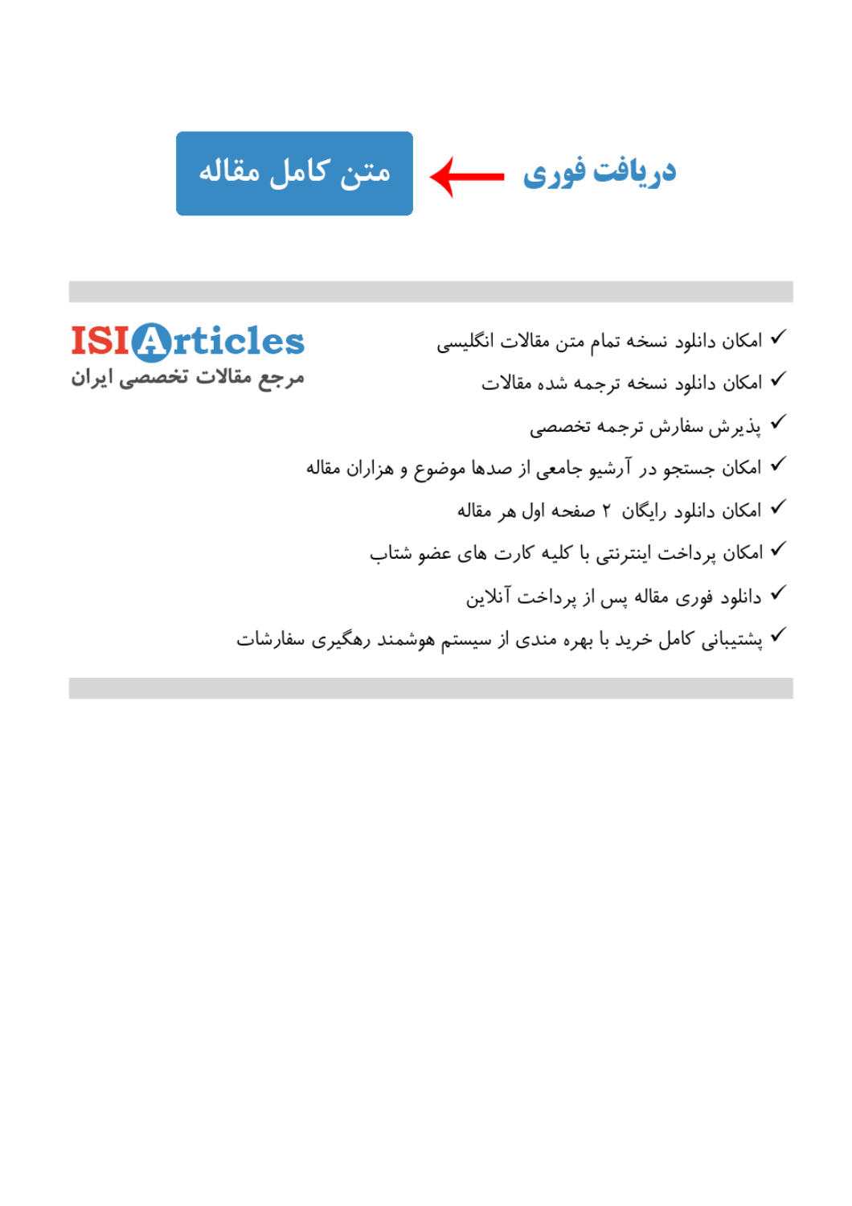دریافت فوری ← **متن کامل مقاله**

**ISIArticles**
مرجع مقالات تخصصی ایران

- ✓ امکان دانلود نسخه تمام متن مقالات انگلیسی
- ✓ امکان دانلود نسخه ترجمه شده مقالات
- ✓ پذیرش سفارش ترجمه تخصصی
- ✓ امکان جستجو در آرشیو جامعی از صدها موضوع و هزاران مقاله
- ✓ امکان دانلود رایگان ۲ صفحه اول هر مقاله
- ✓ امکان پرداخت اینترنتی با کلیه کارت های عضو شتاب
- ✓ دانلود فوری مقاله پس از پرداخت آنلاین
- ✓ پشتیبانی کامل خرید با بهره مندی از سیستم هوشمند رهگیری سفارشات